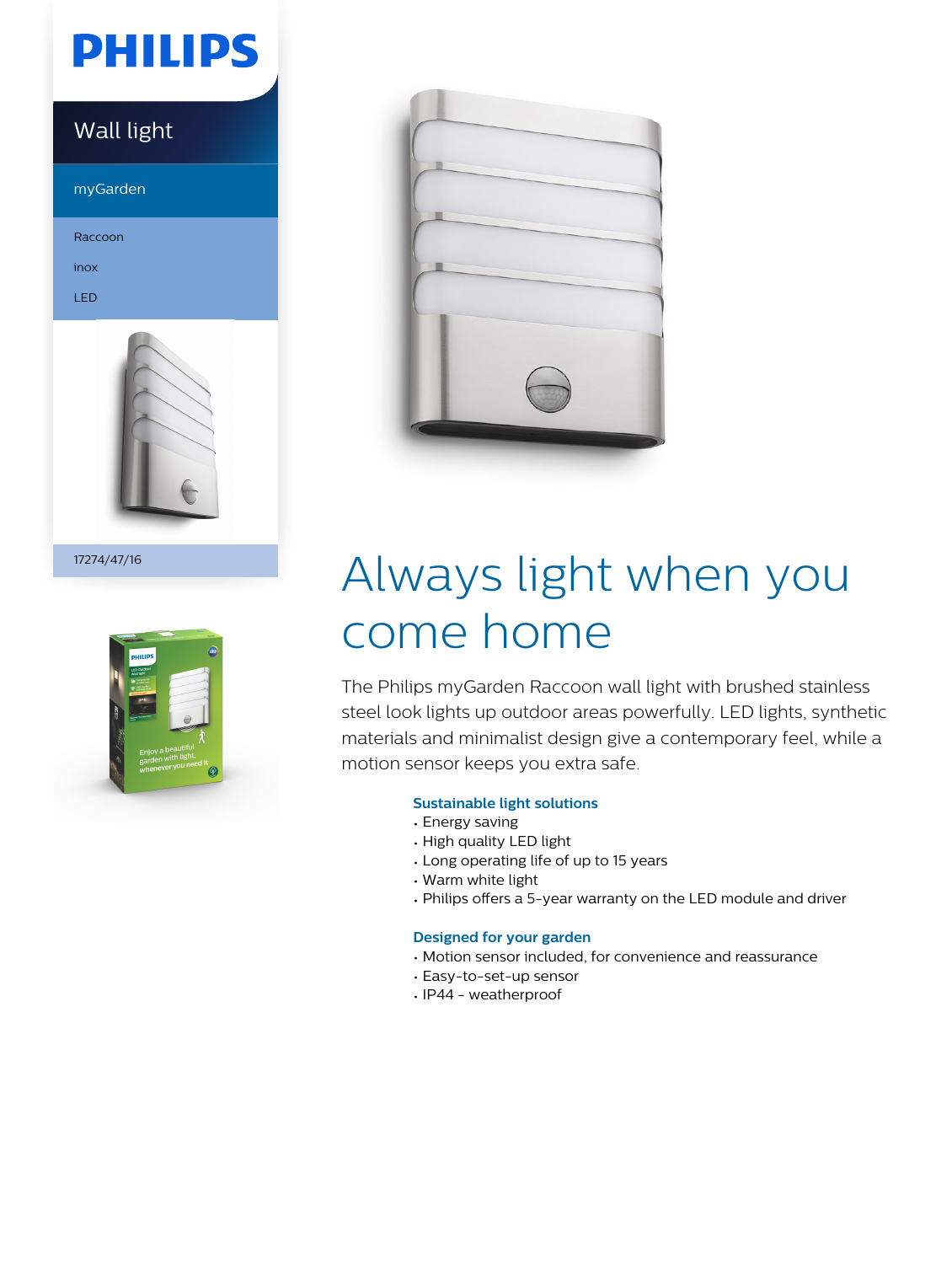PHILIPS

Wall light

myGarden

Raccoon

inox

LED

17274/47/16

# Always light when you come home

The Philips myGarden Raccoon wall light with brushed stainless steel look lights up outdoor areas powerfully. LED lights, synthetic materials and minimalist design give a contemporary feel, while a motion sensor keeps you extra safe.

### Sustainable light solutions

- Energy saving
- High quality LED light
- Long operating life of up to 15 years
- Warm white light
- Philips offers a 5-year warranty on the LED module and driver

### Designed for your garden

- Motion sensor included, for convenience and reassurance
- Easy-to-set-up sensor
- IP44 - weatherproof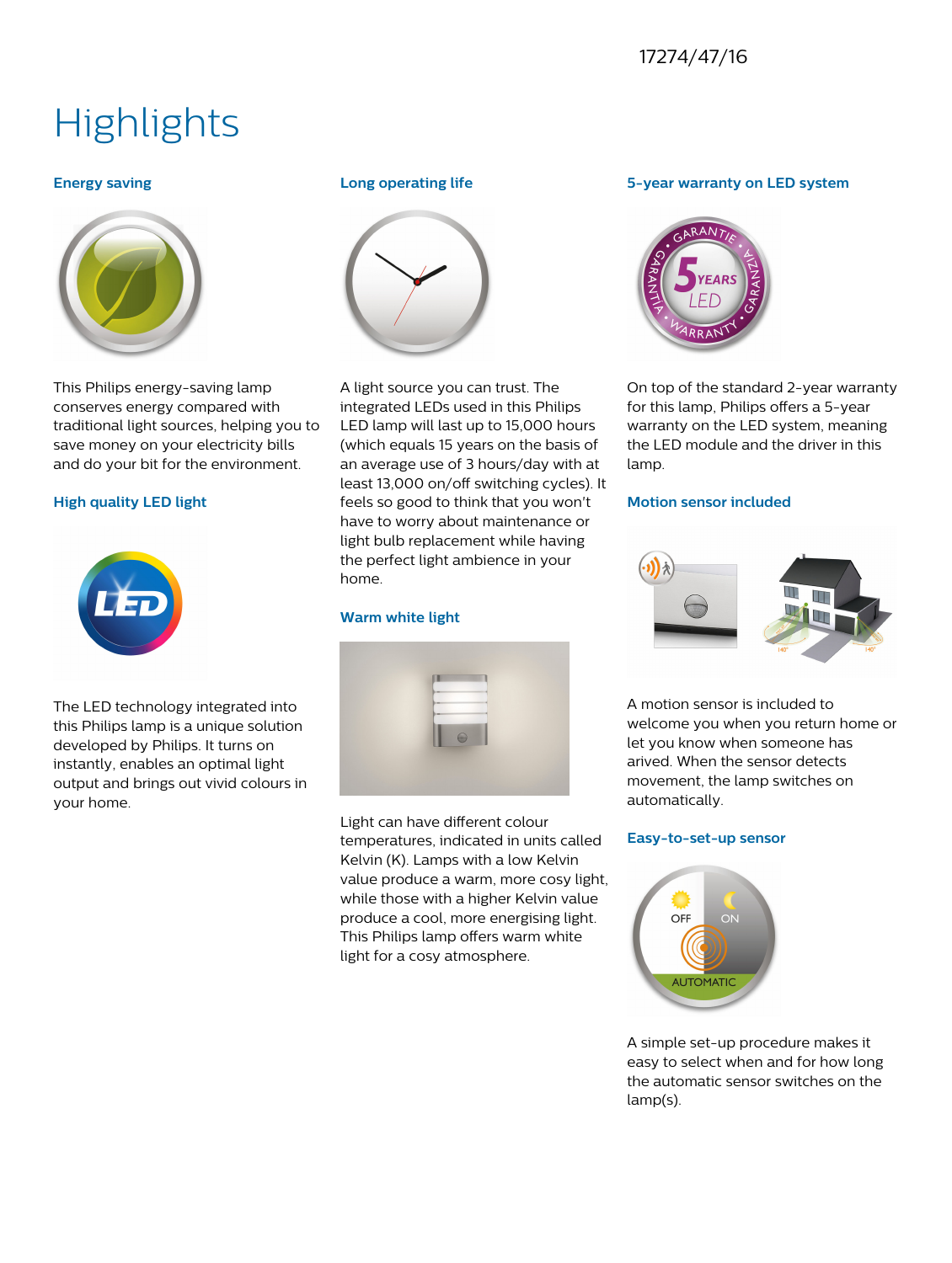17274/47/16

# Highlights

### Energy saving

This Philips energy-saving lamp conserves energy compared with traditional light sources, helping you to save money on your electricity bills and do your bit for the environment.

### High quality LED light

The LED technology integrated into this Philips lamp is a unique solution developed by Philips. It turns on instantly, enables an optimal light output and brings out vivid colours in your home.

### Long operating life

A light source you can trust. The integrated LEDs used in this Philips LED lamp will last up to 15,000 hours (which equals 15 years on the basis of an average use of 3 hours/day with at least 13,000 on/off switching cycles). It feels so good to think that you won't have to worry about maintenance or light bulb replacement while having the perfect light ambience in your home.

### Warm white light

Light can have different colour temperatures, indicated in units called Kelvin (K). Lamps with a low Kelvin value produce a warm, more cosy light, while those with a higher Kelvin value produce a cool, more energising light. This Philips lamp offers warm white light for a cosy atmosphere.

### 5-year warranty on LED system

On top of the standard 2-year warranty for this lamp, Philips offers a 5-year warranty on the LED system, meaning the LED module and the driver in this lamp.

### Motion sensor included

A motion sensor is included to welcome you when you return home or let you know when someone has arived. When the sensor detects movement, the lamp switches on automatically.

### Easy-to-set-up sensor

A simple set-up procedure makes it easy to select when and for how long the automatic sensor switches on the lamp(s).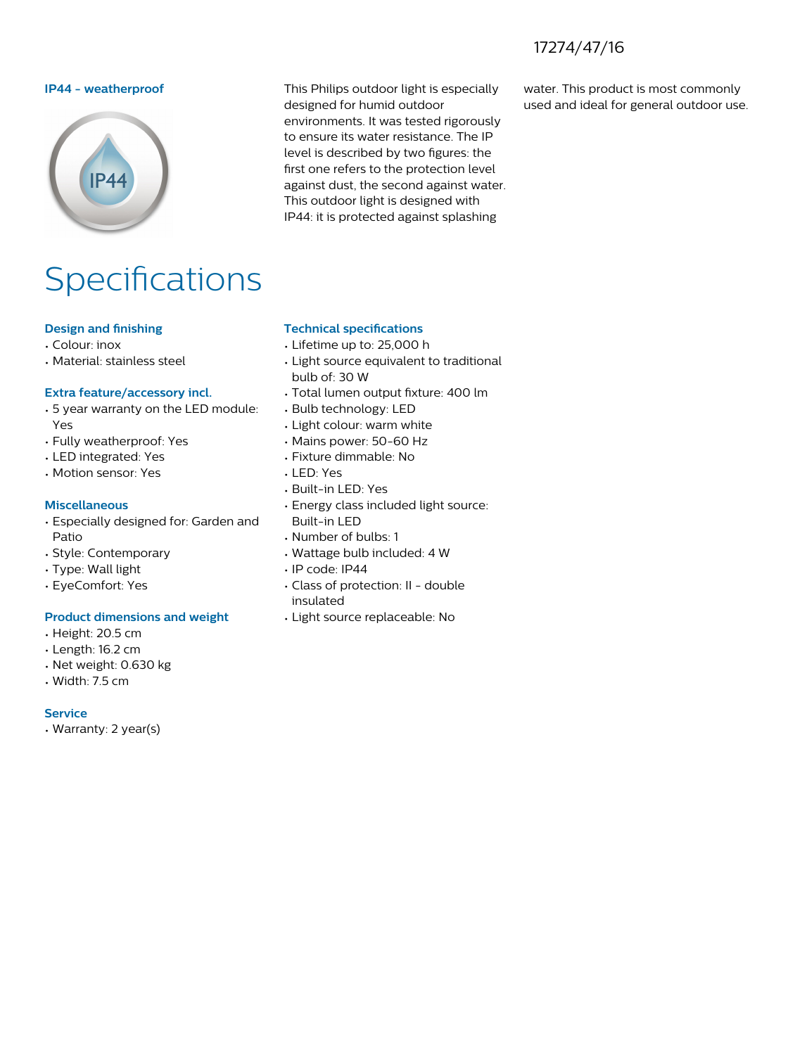17274/47/16

### IP44 - weatherproof

This Philips outdoor light is especially designed for humid outdoor environments. It was tested rigorously to ensure its water resistance. The IP level is described by two figures: the first one refers to the protection level against dust, the second against water. This outdoor light is designed with IP44: it is protected against splashing water. This product is most commonly used and ideal for general outdoor use.

# Specifications

### Design and finishing

- Colour: inox
- Material: stainless steel

### Extra feature/accessory incl.

- 5 year warranty on the LED module: Yes
- Fully weatherproof: Yes
- LED integrated: Yes
- Motion sensor: Yes

### Miscellaneous

- Especially designed for: Garden and Patio
- Style: Contemporary
- Type: Wall light
- EyeComfort: Yes

### Product dimensions and weight

- Height: 20.5 cm
- Length: 16.2 cm
- Net weight: 0.630 kg
- Width: 7.5 cm

### Service

- Warranty: 2 year(s)

### Technical specifications

- Lifetime up to: 25,000 h
- Light source equivalent to traditional bulb of: 30 W
- Total lumen output fixture: 400 lm
- Bulb technology: LED
- Light colour: warm white
- Mains power: 50-60 Hz
- Fixture dimmable: No
- LED: Yes
- Built-in LED: Yes
- Energy class included light source: Built-in LED
- Number of bulbs: 1
- Wattage bulb included: 4 W
- IP code: IP44
- Class of protection: II - double insulated
- Light source replaceable: No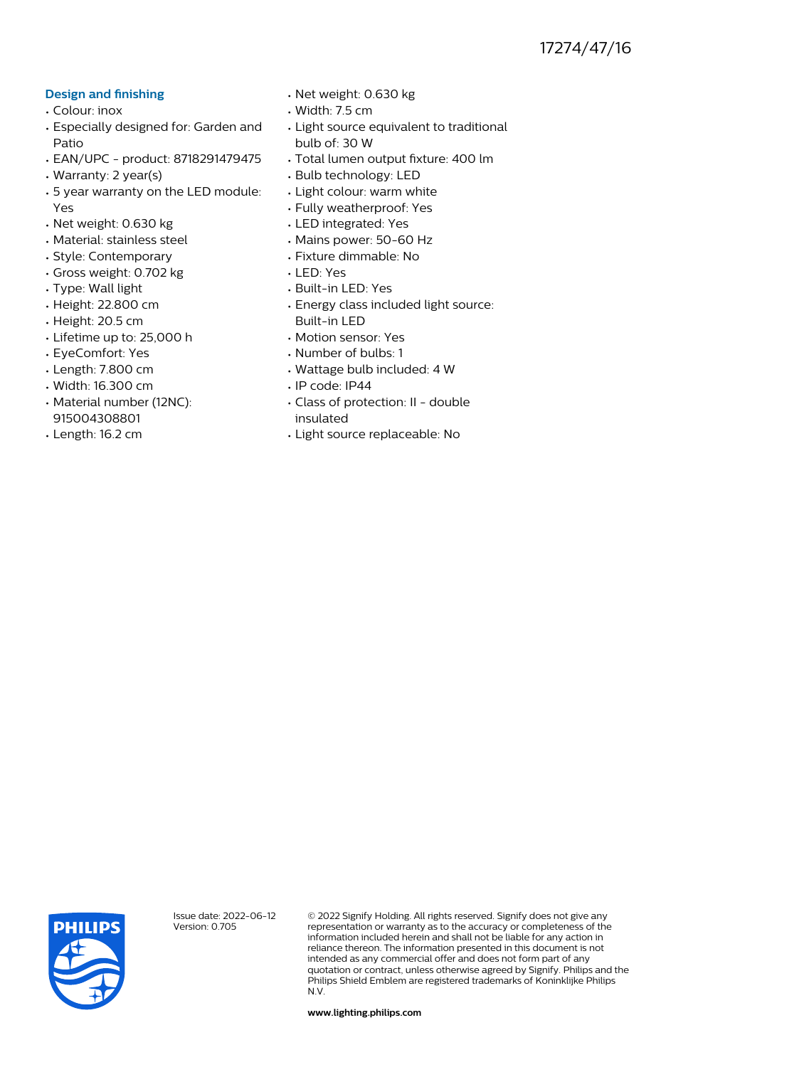## Design and finishing

- Colour: inox
- Especially designed for: Garden and Patio
- EAN/UPC - product: 8718291479475
- Warranty: 2 year(s)
- 5 year warranty on the LED module: Yes
- Net weight: 0.630 kg
- Material: stainless steel
- Style: Contemporary
- Gross weight: 0.702 kg
- Type: Wall light
- Height: 22.800 cm
- Height: 20.5 cm
- Lifetime up to: 25,000 h
- EyeComfort: Yes
- Length: 7.800 cm
- Width: 16.300 cm
- Material number (12NC): 915004308801
- Length: 16.2 cm
- Net weight: 0.630 kg
- Width: 7.5 cm
- Light source equivalent to traditional bulb of: 30 W
- Total lumen output fixture: 400 lm
- Bulb technology: LED
- Light colour: warm white
- Fully weatherproof: Yes
- LED integrated: Yes
- Mains power: 50-60 Hz
- Fixture dimmable: No
- LED: Yes
- Built-in LED: Yes
- Energy class included light source: Built-in LED
- Motion sensor: Yes
- Number of bulbs: 1
- Wattage bulb included: 4 W
- IP code: IP44
- Class of protection: II - double insulated
- Light source replaceable: No

Issue date: 2022-06-12
Version: 0.705

© 2022 Signify Holding. All rights reserved. Signify does not give any representation or warranty as to the accuracy or completeness of the information included herein and shall not be liable for any action in reliance thereon. The information presented in this document is not intended as any commercial offer and does not form part of any quotation or contract, unless otherwise agreed by Signify. Philips and the Philips Shield Emblem are registered trademarks of Koninklijke Philips N.V.

**www.lighting.philips.com**